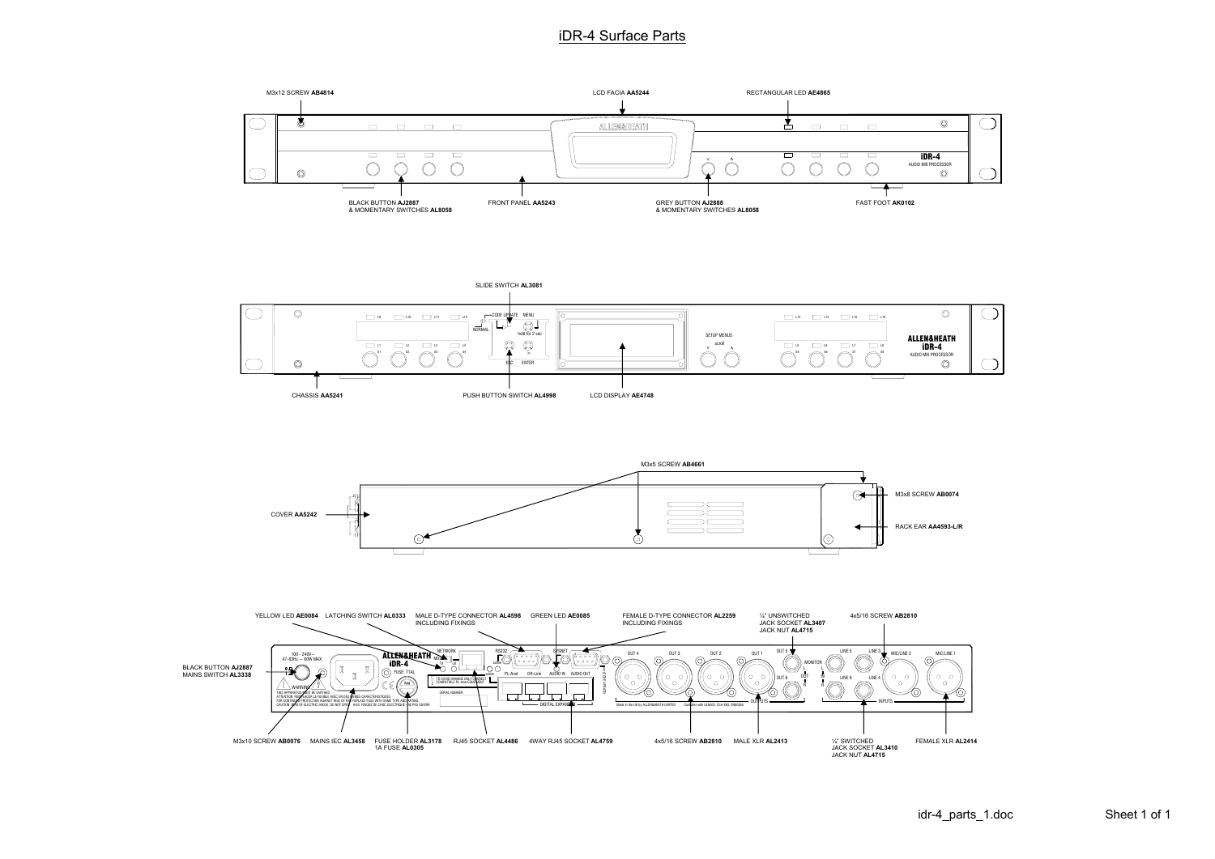# iDR-4 Surface Parts

M3x12 SCREW **AB4814**

LCD FACIA **AA5244**

RECTANGULAR LED **AE4865**

BLACK BUTTON **AJ2887**
& MOMENTARY SWITCHES **AL8058**

FRONT PANEL **AA5243**

GREY BUTTON **AJ2888**
& MOMENTARY SWITCHES **AL8058**

FAST FOOT **AK0102**

SLIDE SWITCH **AL3081**

CHASSIS **AA5241**

PUSH BUTTON SWITCH **AL4998**

LCD DISPLAY **AE4748**

M3x5 SCREW **AB4661**

M3x8 SCREW **AB0074**

COVER **AA5242**

RACK EAR **AA4593-L/R**

YELLOW LED **AE0084**

LATCHING SWITCH **AL0333**

MALE D-TYPE CONNECTOR **AL4598**
INCLUDING FIXINGS

GREEN LED **AE0085**

FEMALE D-TYPE CONNECTOR **AL2259**
INCLUDING FIXINGS

¼" UNSWITCHED
JACK SOCKET **AL3407**
JACK NUT **AL4715**

4x5/16 SCREW **AB2810**

BLACK BUTTON **AJ2887**
MAINS SWITCH **AL3338**

M3x10 SCREW **AB0076**

MAINS IEC **AL3458**

FUSE HOLDER **AL3178**
1A FUSE **AL0305**

RJ45 SOCKET **AL4486**

4WAY RJ45 SOCKET **AL4759**

4x5/16 SCREW **AB2810**

MALE XLR **AL2413**

¼" SWITCHED
JACK SOCKET **AL3410**
JACK NUT **AL4715**

FEMALE XLR **AL2414**

idr-4_parts_1.doc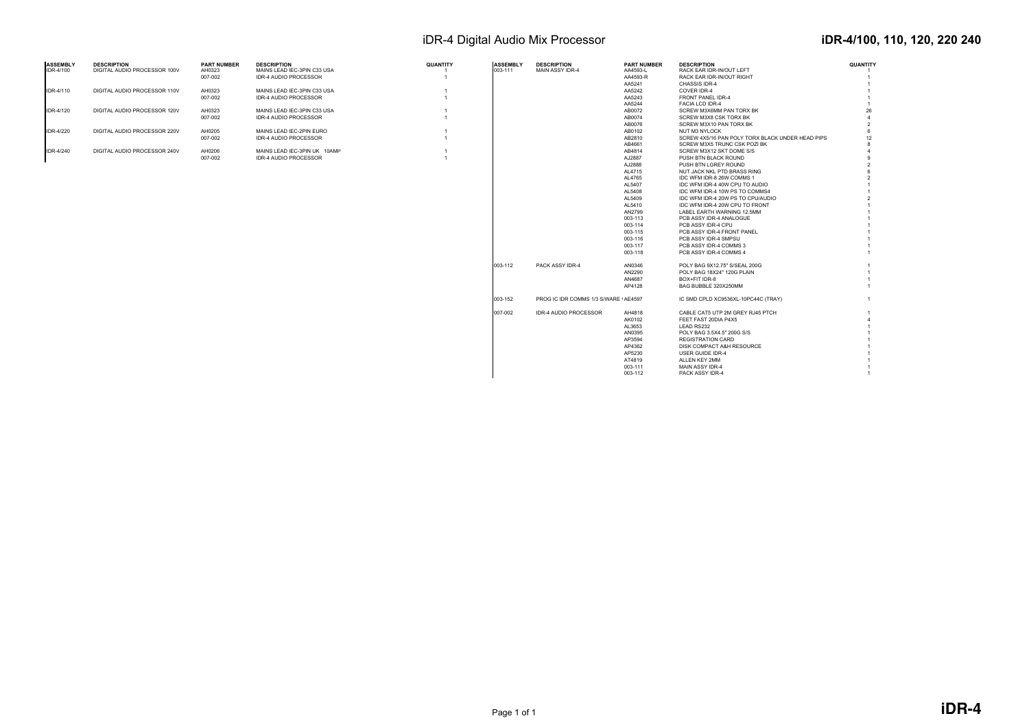# iDR-4 Digital Audio Mix Processor

## iDR-4/100, 110, 120, 220 240

| ASSEMBLY | DESCRIPTION | PART NUMBER | DESCRIPTION | QUANTITY |
|---|---|---|---|---|
| IDR-4/100 | DIGITAL AUDIO PROCESSOR 100V | AH0323 | MAINS LEAD IEC-3PIN C33 USA | 1 |
| | | 007-002 | IDR-4 AUDIO PROCESSOR | 1 |
| IDR-4/110 | DIGITAL AUDIO PROCESSOR 110V | AH0323 | MAINS LEAD IEC-3PIN C33 USA | 1 |
| | | 007-002 | IDR-4 AUDIO PROCESSOR | 1 |
| IDR-4/120 | DIGITAL AUDIO PROCESSOR 120V | AH0323 | MAINS LEAD IEC-3PIN C33 USA | 1 |
| | | 007-002 | IDR-4 AUDIO PROCESSOR | 1 |
| IDR-4/220 | DIGITAL AUDIO PROCESSOR 220V | AH0205 | MAINS LEAD IEC-2PIN EURO | 1 |
| | | 007-002 | IDR-4 AUDIO PROCESSOR | 1 |
| IDR-4/240 | DIGITAL AUDIO PROCESSOR 240V | AH0206 | MAINS LEAD IEC-3PIN UK 10AMP | 1 |
| | | 007-002 | IDR-4 AUDIO PROCESSOR | 1 |

| ASSEMBLY | DESCRIPTION | PART NUMBER | DESCRIPTION | QUANTITY |
|---|---|---|---|---|
| 003-111 | MAIN ASSY IDR-4 | AA4593-L | RACK EAR IDR-IN/OUT LEFT | 1 |
| | | AA4593-R | RACK EAR IDR-IN/OUT RIGHT | 1 |
| | | AA5241 | CHASSIS IDR-4 | 1 |
| | | AA5242 | COVER IDR-4 | 1 |
| | | AA5243 | FRONT PANEL IDR-4 | 1 |
| | | AA5244 | FACIA LCD IDR-4 | 1 |
| | | AB0072 | SCREW M3X6MM PAN TORX BK | 26 |
| | | AB0074 | SCREW M3X8 CSK TORX BK | 4 |
| | | AB0076 | SCREW M3X10 PAN TORX BK | 2 |
| | | AB0102 | NUT M3 NYLOCK | 6 |
| | | AB2810 | SCREW 4X5/16 PAN POLY TORX BLACK UNDER HEAD PIPS | 12 |
| | | AB4661 | SCREW M3X5 TRUNC CSK POZI BK | 8 |
| | | AB4814 | SCREW M3X12 SKT DOME S/S | 4 |
| | | AJ2887 | PUSH BTN BLACK ROUND | 9 |
| | | AJ2888 | PUSH BTN LGREY ROUND | 2 |
| | | AL4715 | NUT JACK NKL PTD BRASS RING | 6 |
| | | AL4765 | IDC WFM IDR-8 26W COMMS 1 | 2 |
| | | AL5407 | IDC WFM IDR-4 40W CPU TO AUDIO | 1 |
| | | AL5408 | IDC WFM IDR-4 10W PS TO COMMS4 | 1 |
| | | AL5409 | IDC WFM IDR-4 20W PS TO CPU/AUDIO | 2 |
| | | AL5410 | IDC WFM IDR-4 20W CPU TO FRONT | 1 |
| | | AN2799 | LABEL EARTH WARNING 12.5MM | 1 |
| | | 003-113 | PCB ASSY IDR-4 ANALOGUE | 1 |
| | | 003-114 | PCB ASSY IDR-4 CPU | 1 |
| | | 003-115 | PCB ASSY IDR-4 FRONT PANEL | 1 |
| | | 003-116 | PCB ASSY IDR-4 SMPSU | 1 |
| | | 003-117 | PCB ASSY IDR-4 COMMS 3 | 1 |
| | | 003-118 | PCB ASSY IDR-4 COMMS 4 | 1 |
| 003-112 | PACK ASSY IDR-4 | AN0346 | POLY BAG 9X12.75" S/SEAL 200G | 1 |
| | | AN2290 | POLY BAG 18X24" 120G PLAIN | 1 |
| | | AN4687 | BOX+FIT IDR-8 | 1 |
| | | AP4128 | BAG BUBBLE 320X250MM | 1 |
| 003-152 | PROG IC IDR COMMS 1/3 S/WARE V | AE4597 | IC SMD CPLD XC9536XL-10PC44C (TRAY) | 1 |
| 007-002 | IDR-4 AUDIO PROCESSOR | AH4818 | CABLE CAT5 UTP 2M GREY RJ45 PTCH | 1 |
| | | AK0102 | FEET FAST 20DIA P4X5 | 4 |
| | | AL3653 | LEAD RS232 | 1 |
| | | AN0395 | POLY BAG 3.5X4.5" 200G S/S | 1 |
| | | AP3594 | REGISTRATION CARD | 1 |
| | | AP4362 | DISK COMPACT A&H RESOURCE | 1 |
| | | AP5230 | USER GUIDE IDR-4 | 1 |
| | | AT4819 | ALLEN KEY 2MM | 1 |
| | | 003-111 | MAIN ASSY IDR-4 | 1 |
| | | 003-112 | PACK ASSY IDR-4 | 1 |

iDR-4